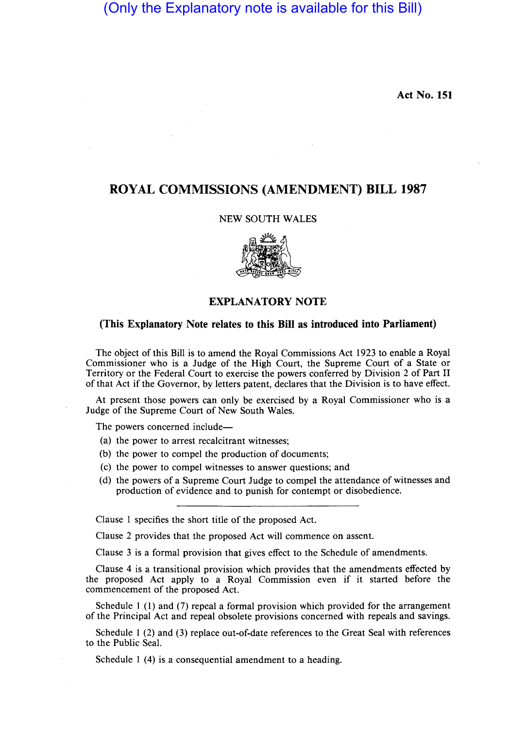(Only the Explanatory note is available for this Bill)

Act No. 151

# ROYAL COMMISSIONS (AMENDMENT) BILL 1987

NEW SOUTH WALES

## EXPLANATORY NOTE

### (This Explanatory Note relates to this Bill as introduced into Parliament)

The object of this Bill is to amend the Royal Commissions Act 1923 to enable a Royal Commissioner who is a Judge of the High Court, the Supreme Court of a State or Territory or the Federal Court to exercise the powers conferred by Division 2 of Part II of that Act if the Governor, by letters patent, declares that the Division is to have effect.

At present those powers can only be exercised by a Royal Commissioner who is a Judge of the Supreme Court of New South Wales.

The powers concerned include—

(a) the power to arrest recalcitrant witnesses;

(b) the power to compel the production of documents;

(c) the power to compel witnesses to answer questions; and

(d) the powers of a Supreme Court Judge to compel the attendance of witnesses and production of evidence and to punish for contempt or disobedience.

---

Clause 1 specifies the short title of the proposed Act.

Clause 2 provides that the proposed Act will commence on assent.

Clause 3 is a formal provision that gives effect to the Schedule of amendments.

Clause 4 is a transitional provision which provides that the amendments effected by the proposed Act apply to a Royal Commission even if it started before the commencement of the proposed Act.

Schedule 1 (1) and (7) repeal a formal provision which provided for the arrangement of the Principal Act and repeal obsolete provisions concerned with repeals and savings.

Schedule 1 (2) and (3) replace out-of-date references to the Great Seal with references to the Public Seal.

Schedule 1 (4) is a consequential amendment to a heading.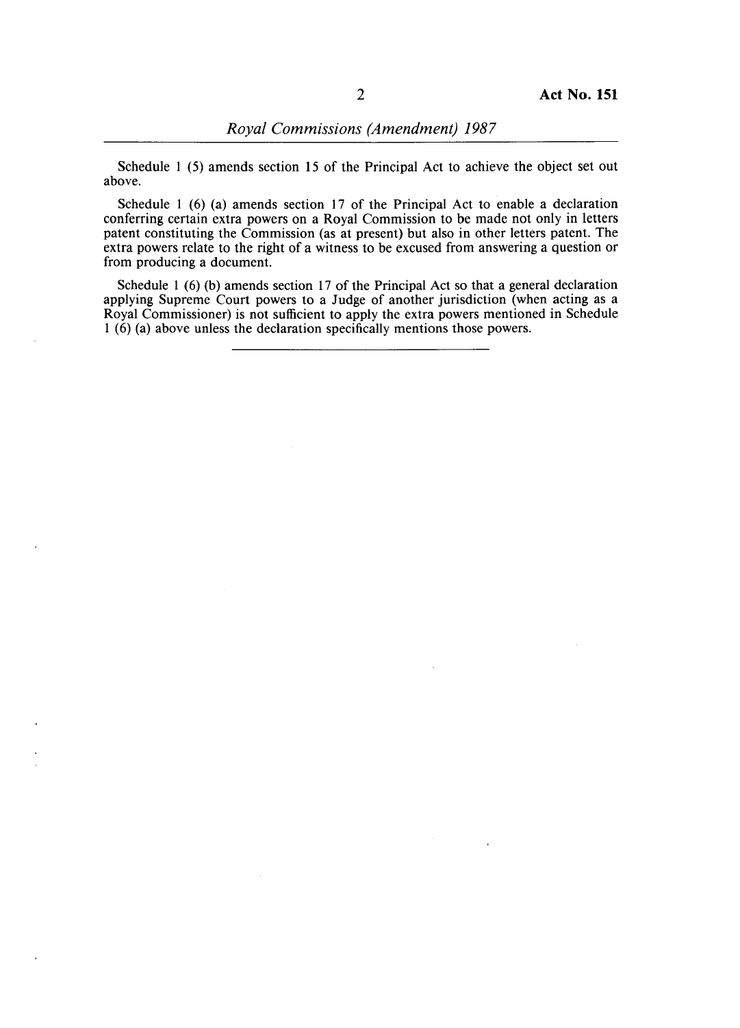Schedule 1 (5) amends section 15 of the Principal Act to achieve the object set out above.

Schedule 1 (6) (a) amends section 17 of the Principal Act to enable a declaration conferring certain extra powers on a Royal Commission to be made not only in letters patent constituting the Commission (as at present) but also in other letters patent. The extra powers relate to the right of a witness to be excused from answering a question or from producing a document.

Schedule 1 (6) (b) amends section 17 of the Principal Act so that a general declaration applying Supreme Court powers to a Judge of another jurisdiction (when acting as a Royal Commissioner) is not sufficient to apply the extra powers mentioned in Schedule 1 (6) (a) above unless the declaration specifically mentions those powers.